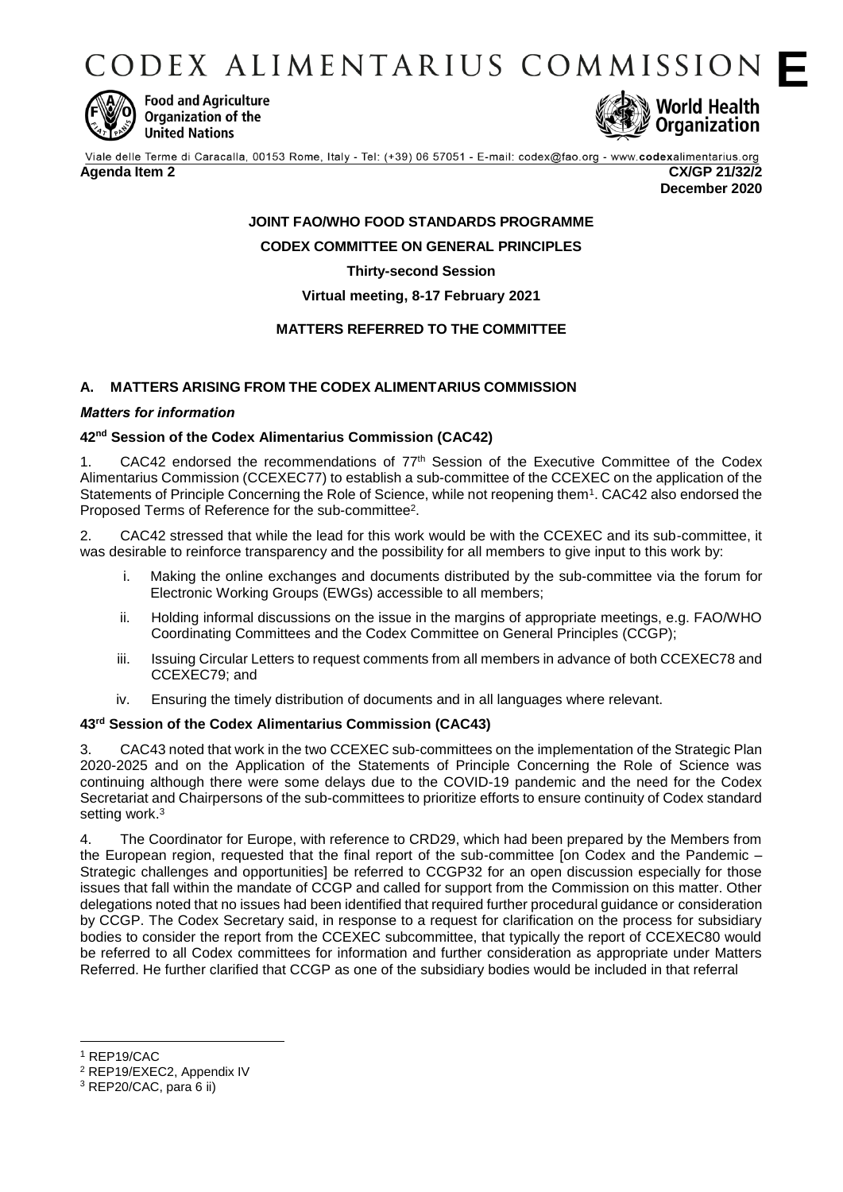# CODEX ALIMENTARIUS COMMISSION **E**

Food and Agriculture Organization of the United Nations

World Health Organization

Viale delle Terme di Caracalla, 00153 Rome, Italy - Tel: (+39) 06 57051 - E-mail: codex@fao.org - www.codexalimentarius.org

**Agenda Item 2** **CX/GP 21/32/2**

**December 2020**

**JOINT FAO/WHO FOOD STANDARDS PROGRAMME**

**CODEX COMMITTEE ON GENERAL PRINCIPLES**

**Thirty-second Session**

**Virtual meeting, 8-17 February 2021**

**MATTERS REFERRED TO THE COMMITTEE**

## A. MATTERS ARISING FROM THE CODEX ALIMENTARIUS COMMISSION

***Matters for information***

### 42nd Session of the Codex Alimentarius Commission (CAC42)

1. CAC42 endorsed the recommendations of 77th Session of the Executive Committee of the Codex Alimentarius Commission (CCEXEC77) to establish a sub-committee of the CCEXEC on the application of the Statements of Principle Concerning the Role of Science, while not reopening them[1]. CAC42 also endorsed the Proposed Terms of Reference for the sub-committee[2].

2. CAC42 stressed that while the lead for this work would be with the CCEXEC and its sub-committee, it was desirable to reinforce transparency and the possibility for all members to give input to this work by:

   i. Making the online exchanges and documents distributed by the sub-committee via the forum for Electronic Working Groups (EWGs) accessible to all members;

   ii. Holding informal discussions on the issue in the margins of appropriate meetings, e.g. FAO/WHO Coordinating Committees and the Codex Committee on General Principles (CCGP);

   iii. Issuing Circular Letters to request comments from all members in advance of both CCEXEC78 and CCEXEC79; and

   iv. Ensuring the timely distribution of documents and in all languages where relevant.

### 43rd Session of the Codex Alimentarius Commission (CAC43)

3. CAC43 noted that work in the two CCEXEC sub-committees on the implementation of the Strategic Plan 2020-2025 and on the Application of the Statements of Principle Concerning the Role of Science was continuing although there were some delays due to the COVID-19 pandemic and the need for the Codex Secretariat and Chairpersons of the sub-committees to prioritize efforts to ensure continuity of Codex standard setting work.[3]

4. The Coordinator for Europe, with reference to CRD29, which had been prepared by the Members from the European region, requested that the final report of the sub-committee [on Codex and the Pandemic – Strategic challenges and opportunities] be referred to CCGP32 for an open discussion especially for those issues that fall within the mandate of CCGP and called for support from the Commission on this matter. Other delegations noted that no issues had been identified that required further procedural guidance or consideration by CCGP. The Codex Secretary said, in response to a request for clarification on the process for subsidiary bodies to consider the report from the CCEXEC subcommittee, that typically the report of CCEXEC80 would be referred to all Codex committees for information and further consideration as appropriate under Matters Referred. He further clarified that CCGP as one of the subsidiary bodies would be included in that referral

---

[1] REP19/CAC

[2] REP19/EXEC2, Appendix IV

[3] REP20/CAC, para 6 ii)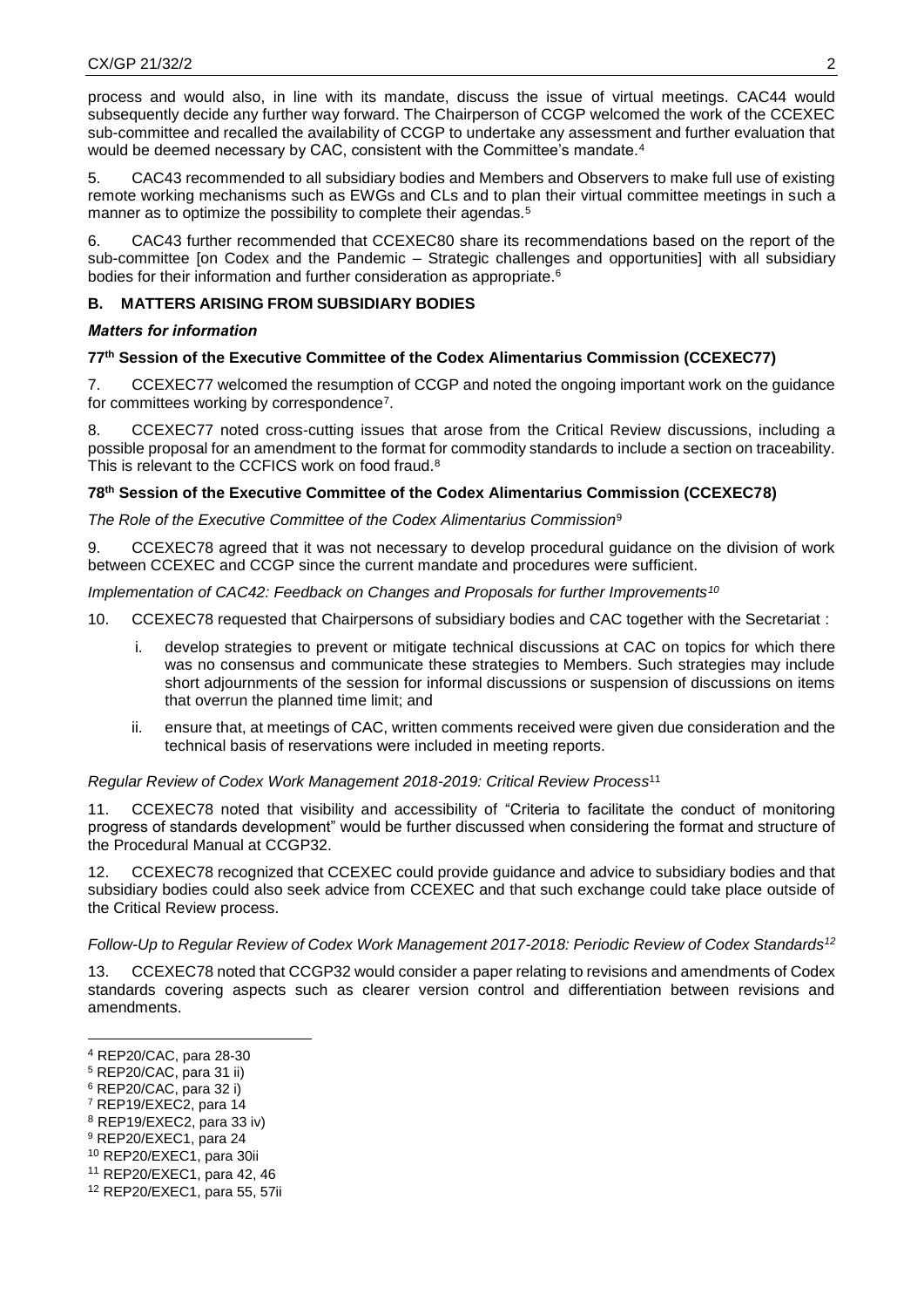process and would also, in line with its mandate, discuss the issue of virtual meetings. CAC44 would subsequently decide any further way forward. The Chairperson of CCGP welcomed the work of the CCEXEC sub-committee and recalled the availability of CCGP to undertake any assessment and further evaluation that would be deemed necessary by CAC, consistent with the Committee's mandate.[4]

5. CAC43 recommended to all subsidiary bodies and Members and Observers to make full use of existing remote working mechanisms such as EWGs and CLs and to plan their virtual committee meetings in such a manner as to optimize the possibility to complete their agendas.[5]

6. CAC43 further recommended that CCEXEC80 share its recommendations based on the report of the sub-committee [on Codex and the Pandemic – Strategic challenges and opportunities] with all subsidiary bodies for their information and further consideration as appropriate.[6]

## B. MATTERS ARISING FROM SUBSIDIARY BODIES

### *Matters for information*

#### 77th Session of the Executive Committee of the Codex Alimentarius Commission (CCEXEC77)

7. CCEXEC77 welcomed the resumption of CCGP and noted the ongoing important work on the guidance for committees working by correspondence[7].

8. CCEXEC77 noted cross-cutting issues that arose from the Critical Review discussions, including a possible proposal for an amendment to the format for commodity standards to include a section on traceability. This is relevant to the CCFICS work on food fraud.[8]

#### 78th Session of the Executive Committee of the Codex Alimentarius Commission (CCEXEC78)

*The Role of the Executive Committee of the Codex Alimentarius Commission*[9]

9. CCEXEC78 agreed that it was not necessary to develop procedural guidance on the division of work between CCEXEC and CCGP since the current mandate and procedures were sufficient.

*Implementation of CAC42: Feedback on Changes and Proposals for further Improvements*[10]

10. CCEXEC78 requested that Chairpersons of subsidiary bodies and CAC together with the Secretariat :

i. develop strategies to prevent or mitigate technical discussions at CAC on topics for which there was no consensus and communicate these strategies to Members. Such strategies may include short adjournments of the session for informal discussions or suspension of discussions on items that overrun the planned time limit; and

ii. ensure that, at meetings of CAC, written comments received were given due consideration and the technical basis of reservations were included in meeting reports.

*Regular Review of Codex Work Management 2018-2019: Critical Review Process*[11]

11. CCEXEC78 noted that visibility and accessibility of "Criteria to facilitate the conduct of monitoring progress of standards development" would be further discussed when considering the format and structure of the Procedural Manual at CCGP32.

12. CCEXEC78 recognized that CCEXEC could provide guidance and advice to subsidiary bodies and that subsidiary bodies could also seek advice from CCEXEC and that such exchange could take place outside of the Critical Review process.

*Follow-Up to Regular Review of Codex Work Management 2017-2018: Periodic Review of Codex Standards*[12]

13. CCEXEC78 noted that CCGP32 would consider a paper relating to revisions and amendments of Codex standards covering aspects such as clearer version control and differentiation between revisions and amendments.

---

[4] REP20/CAC, para 28-30
[5] REP20/CAC, para 31 ii)
[6] REP20/CAC, para 32 i)
[7] REP19/EXEC2, para 14
[8] REP19/EXEC2, para 33 iv)
[9] REP20/EXEC1, para 24
[10] REP20/EXEC1, para 30ii
[11] REP20/EXEC1, para 42, 46
[12] REP20/EXEC1, para 55, 57ii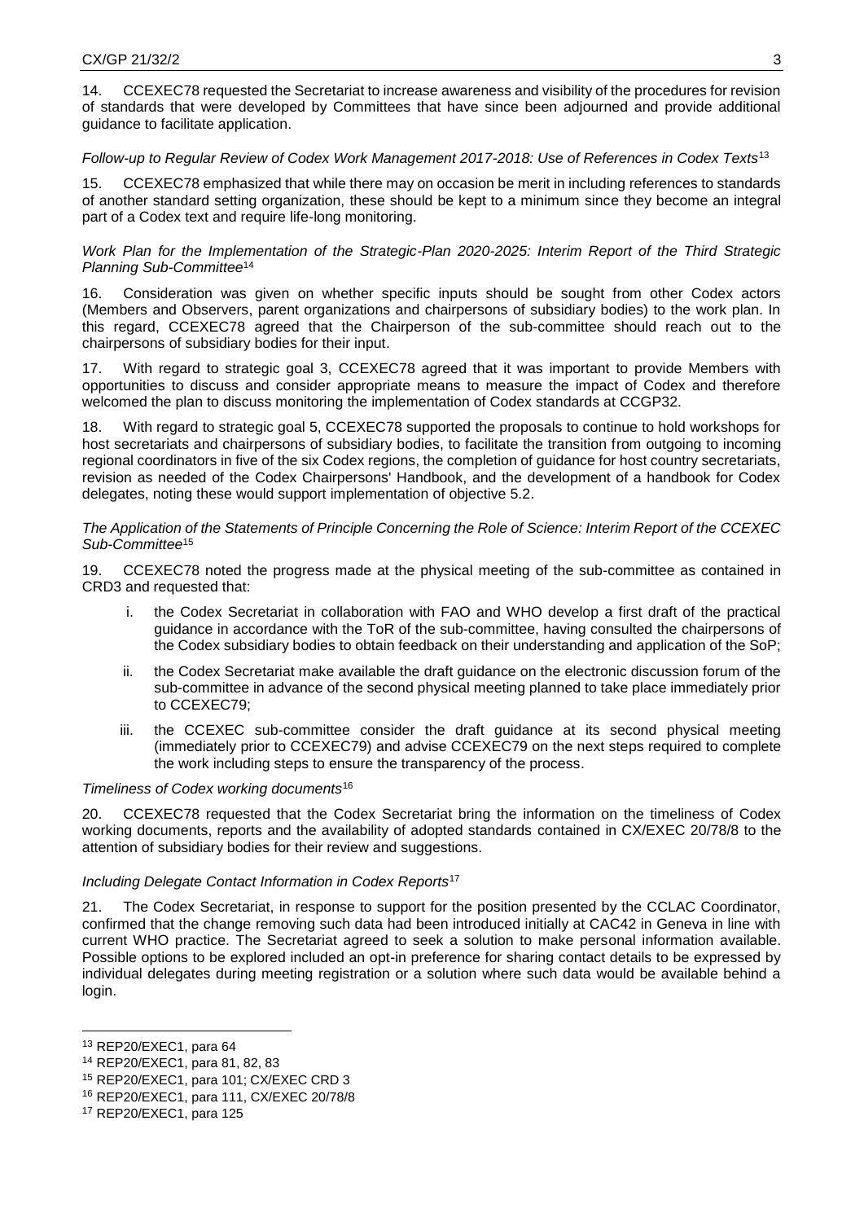14. CCEXEC78 requested the Secretariat to increase awareness and visibility of the procedures for revision of standards that were developed by Committees that have since been adjourned and provide additional guidance to facilitate application.

*Follow-up to Regular Review of Codex Work Management 2017-2018: Use of References in Codex Texts*[13]

15. CCEXEC78 emphasized that while there may on occasion be merit in including references to standards of another standard setting organization, these should be kept to a minimum since they become an integral part of a Codex text and require life-long monitoring.

*Work Plan for the Implementation of the Strategic-Plan 2020-2025: Interim Report of the Third Strategic Planning Sub-Committee*[14]

16. Consideration was given on whether specific inputs should be sought from other Codex actors (Members and Observers, parent organizations and chairpersons of subsidiary bodies) to the work plan. In this regard, CCEXEC78 agreed that the Chairperson of the sub-committee should reach out to the chairpersons of subsidiary bodies for their input.

17. With regard to strategic goal 3, CCEXEC78 agreed that it was important to provide Members with opportunities to discuss and consider appropriate means to measure the impact of Codex and therefore welcomed the plan to discuss monitoring the implementation of Codex standards at CCGP32.

18. With regard to strategic goal 5, CCEXEC78 supported the proposals to continue to hold workshops for host secretariats and chairpersons of subsidiary bodies, to facilitate the transition from outgoing to incoming regional coordinators in five of the six Codex regions, the completion of guidance for host country secretariats, revision as needed of the Codex Chairpersons' Handbook, and the development of a handbook for Codex delegates, noting these would support implementation of objective 5.2.

*The Application of the Statements of Principle Concerning the Role of Science: Interim Report of the CCEXEC Sub-Committee*[15]

19. CCEXEC78 noted the progress made at the physical meeting of the sub-committee as contained in CRD3 and requested that:

i. the Codex Secretariat in collaboration with FAO and WHO develop a first draft of the practical guidance in accordance with the ToR of the sub-committee, having consulted the chairpersons of the Codex subsidiary bodies to obtain feedback on their understanding and application of the SoP;

ii. the Codex Secretariat make available the draft guidance on the electronic discussion forum of the sub-committee in advance of the second physical meeting planned to take place immediately prior to CCEXEC79;

iii. the CCEXEC sub-committee consider the draft guidance at its second physical meeting (immediately prior to CCEXEC79) and advise CCEXEC79 on the next steps required to complete the work including steps to ensure the transparency of the process.

*Timeliness of Codex working documents*[16]

20. CCEXEC78 requested that the Codex Secretariat bring the information on the timeliness of Codex working documents, reports and the availability of adopted standards contained in CX/EXEC 20/78/8 to the attention of subsidiary bodies for their review and suggestions.

*Including Delegate Contact Information in Codex Reports*[17]

21. The Codex Secretariat, in response to support for the position presented by the CCLAC Coordinator, confirmed that the change removing such data had been introduced initially at CAC42 in Geneva in line with current WHO practice. The Secretariat agreed to seek a solution to make personal information available. Possible options to be explored included an opt-in preference for sharing contact details to be expressed by individual delegates during meeting registration or a solution where such data would be available behind a login.

---

[13] REP20/EXEC1, para 64

[14] REP20/EXEC1, para 81, 82, 83

[15] REP20/EXEC1, para 101; CX/EXEC CRD 3

[16] REP20/EXEC1, para 111, CX/EXEC 20/78/8

[17] REP20/EXEC1, para 125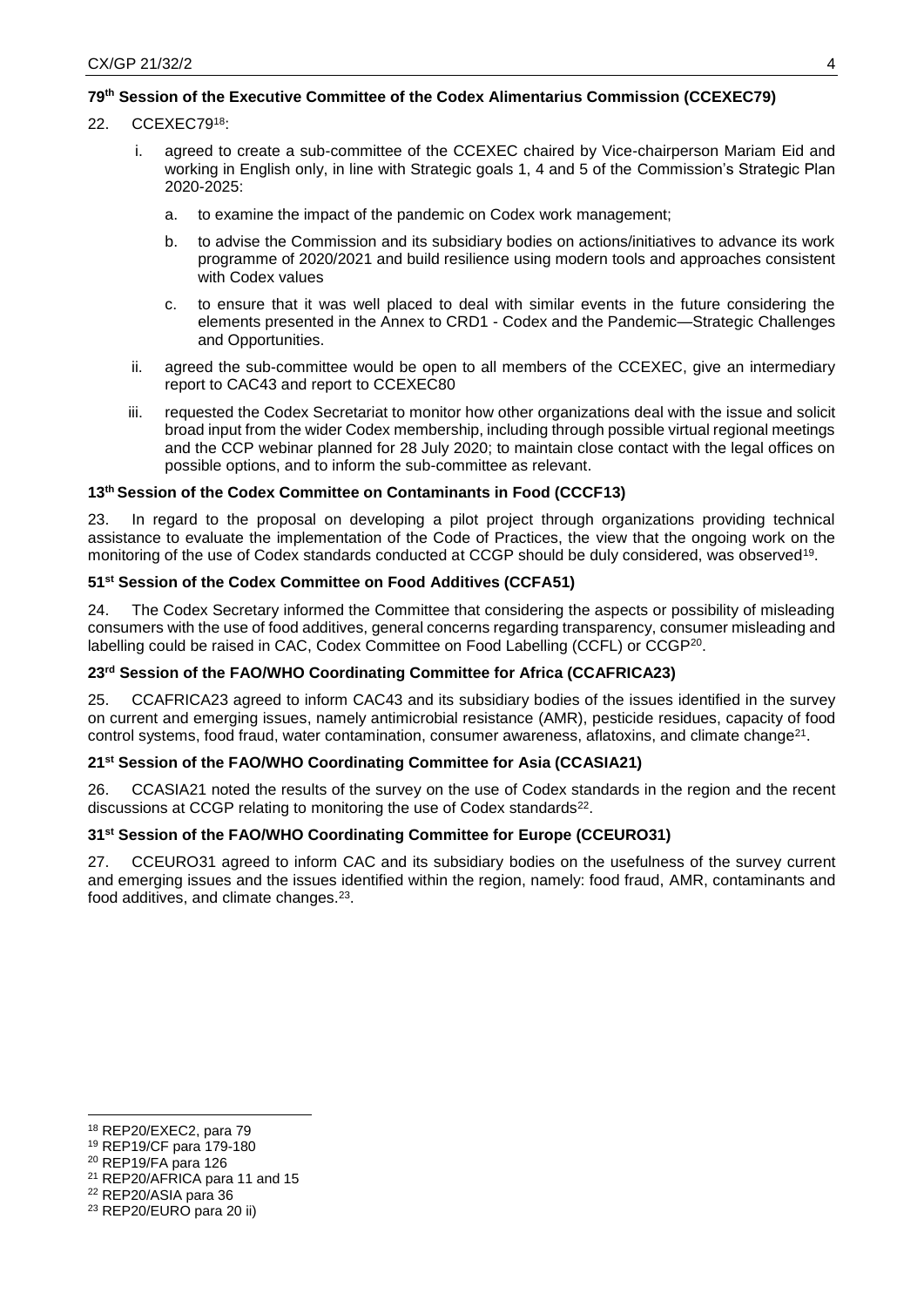### 79th Session of the Executive Committee of the Codex Alimentarius Commission (CCEXEC79)

22. CCEXEC79[18]:

   i. agreed to create a sub-committee of the CCEXEC chaired by Vice-chairperson Mariam Eid and working in English only, in line with Strategic goals 1, 4 and 5 of the Commission's Strategic Plan 2020-2025:

      a. to examine the impact of the pandemic on Codex work management;

      b. to advise the Commission and its subsidiary bodies on actions/initiatives to advance its work programme of 2020/2021 and build resilience using modern tools and approaches consistent with Codex values

      c. to ensure that it was well placed to deal with similar events in the future considering the elements presented in the Annex to CRD1 - Codex and the Pandemic—Strategic Challenges and Opportunities.

   ii. agreed the sub-committee would be open to all members of the CCEXEC, give an intermediary report to CAC43 and report to CCEXEC80

   iii. requested the Codex Secretariat to monitor how other organizations deal with the issue and solicit broad input from the wider Codex membership, including through possible virtual regional meetings and the CCP webinar planned for 28 July 2020; to maintain close contact with the legal offices on possible options, and to inform the sub-committee as relevant.

### 13th Session of the Codex Committee on Contaminants in Food (CCCF13)

23. In regard to the proposal on developing a pilot project through organizations providing technical assistance to evaluate the implementation of the Code of Practices, the view that the ongoing work on the monitoring of the use of Codex standards conducted at CCGP should be duly considered, was observed[19].

### 51st Session of the Codex Committee on Food Additives (CCFA51)

24. The Codex Secretary informed the Committee that considering the aspects or possibility of misleading consumers with the use of food additives, general concerns regarding transparency, consumer misleading and labelling could be raised in CAC, Codex Committee on Food Labelling (CCFL) or CCGP[20].

### 23rd Session of the FAO/WHO Coordinating Committee for Africa (CCAFRICA23)

25. CCAFRICA23 agreed to inform CAC43 and its subsidiary bodies of the issues identified in the survey on current and emerging issues, namely antimicrobial resistance (AMR), pesticide residues, capacity of food control systems, food fraud, water contamination, consumer awareness, aflatoxins, and climate change[21].

### 21st Session of the FAO/WHO Coordinating Committee for Asia (CCASIA21)

26. CCASIA21 noted the results of the survey on the use of Codex standards in the region and the recent discussions at CCGP relating to monitoring the use of Codex standards[22].

### 31st Session of the FAO/WHO Coordinating Committee for Europe (CCEURO31)

27. CCEURO31 agreed to inform CAC and its subsidiary bodies on the usefulness of the survey current and emerging issues and the issues identified within the region, namely: food fraud, AMR, contaminants and food additives, and climate changes.[23].

---

[18] REP20/EXEC2, para 79

[19] REP19/CF para 179-180

[20] REP19/FA para 126

[21] REP20/AFRICA para 11 and 15

[22] REP20/ASIA para 36

[23] REP20/EURO para 20 ii)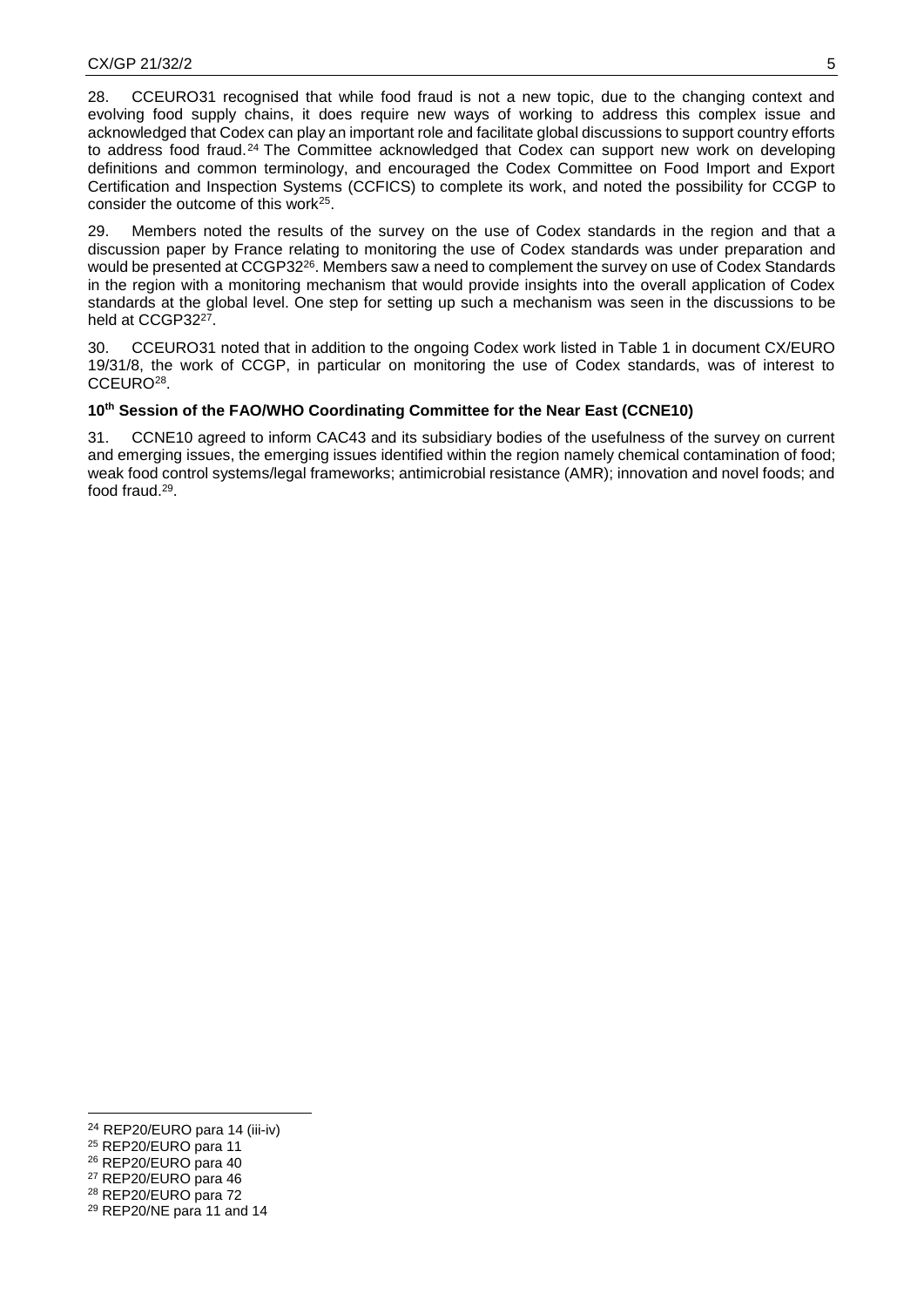28. CCEURO31 recognised that while food fraud is not a new topic, due to the changing context and evolving food supply chains, it does require new ways of working to address this complex issue and acknowledged that Codex can play an important role and facilitate global discussions to support country efforts to address food fraud.[24] The Committee acknowledged that Codex can support new work on developing definitions and common terminology, and encouraged the Codex Committee on Food Import and Export Certification and Inspection Systems (CCFICS) to complete its work, and noted the possibility for CCGP to consider the outcome of this work[25].

29. Members noted the results of the survey on the use of Codex standards in the region and that a discussion paper by France relating to monitoring the use of Codex standards was under preparation and would be presented at CCGP32[26]. Members saw a need to complement the survey on use of Codex Standards in the region with a monitoring mechanism that would provide insights into the overall application of Codex standards at the global level. One step for setting up such a mechanism was seen in the discussions to be held at CCGP32[27].

30. CCEURO31 noted that in addition to the ongoing Codex work listed in Table 1 in document CX/EURO 19/31/8, the work of CCGP, in particular on monitoring the use of Codex standards, was of interest to CCEURO[28].

**10th Session of the FAO/WHO Coordinating Committee for the Near East (CCNE10)**

31. CCNE10 agreed to inform CAC43 and its subsidiary bodies of the usefulness of the survey on current and emerging issues, the emerging issues identified within the region namely chemical contamination of food; weak food control systems/legal frameworks; antimicrobial resistance (AMR); innovation and novel foods; and food fraud.[29].

---

[24] REP20/EURO para 14 (iii-iv)

[25] REP20/EURO para 11

[26] REP20/EURO para 40

[27] REP20/EURO para 46

[28] REP20/EURO para 72

[29] REP20/NE para 11 and 14